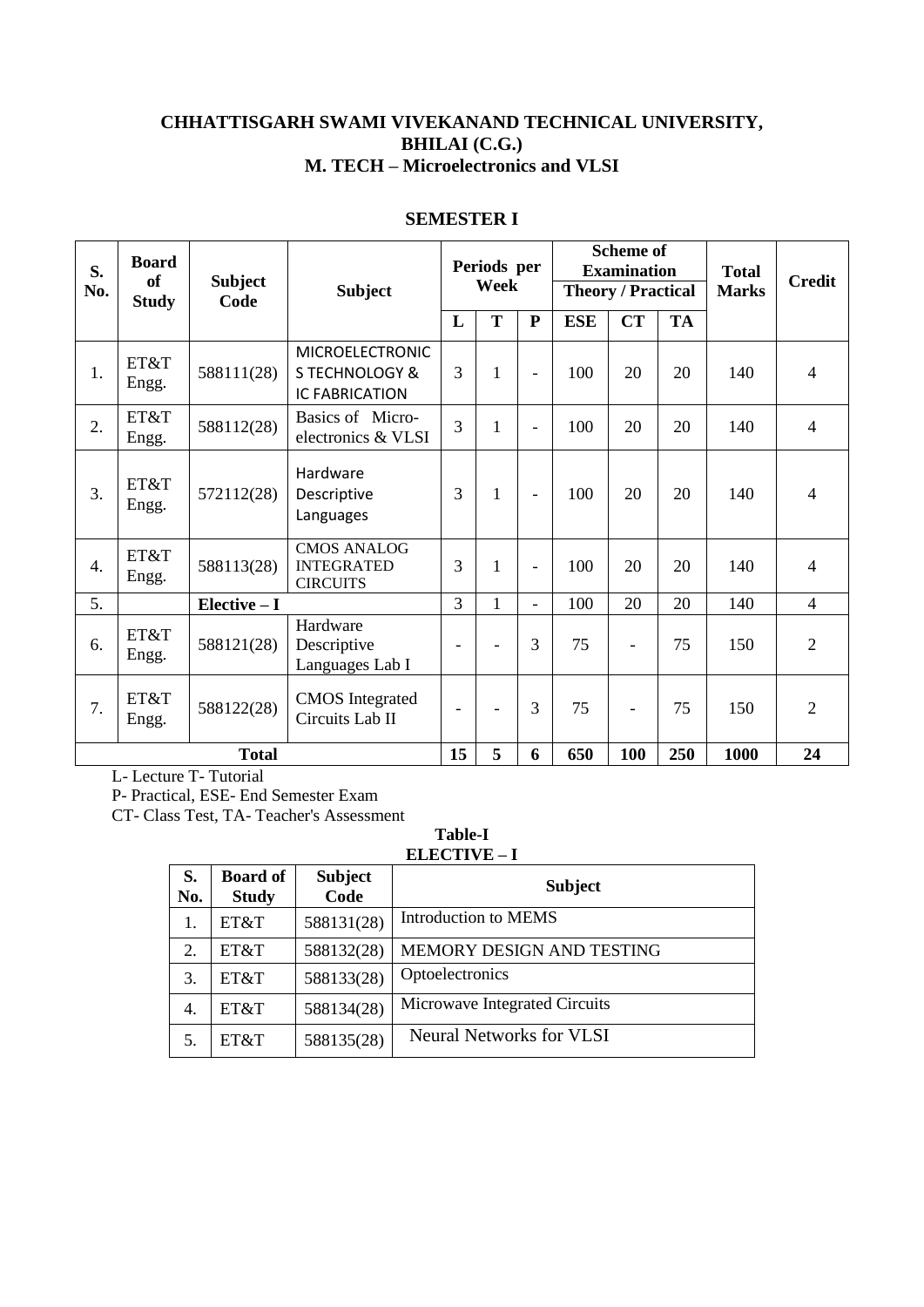# CHHATTISGARH SWAMI VIVEKANAND TECHNICAL UNIVERSITY, BHILAI (C.G.)

## M. TECH – Microelectronics and VLSI

### SEMESTER I

| S. No. | Board of Study | Subject Code | Subject | Periods per Week | | | Scheme of Examination Theory / Practical | | | Total Marks | Credit |
|---|---|---|---|---|---|---|---|---|---|---|---|
| | | | | L | T | P | ESE | CT | TA | | |
| 1. | ET&T Engg. | 588111(28) | MICROELECTRONICS TECHNOLOGY & IC FABRICATION | 3 | 1 | - | 100 | 20 | 20 | 140 | 4 |
| 2. | ET&T Engg. | 588112(28) | Basics of Micro-electronics & VLSI | 3 | 1 | - | 100 | 20 | 20 | 140 | 4 |
| 3. | ET&T Engg. | 572112(28) | Hardware Descriptive Languages | 3 | 1 | - | 100 | 20 | 20 | 140 | 4 |
| 4. | ET&T Engg. | 588113(28) | CMOS ANALOG INTEGRATED CIRCUITS | 3 | 1 | - | 100 | 20 | 20 | 140 | 4 |
| 5. | | Elective – I | | 3 | 1 | - | 100 | 20 | 20 | 140 | 4 |
| 6. | ET&T Engg. | 588121(28) | Hardware Descriptive Languages Lab I | - | - | 3 | 75 | - | 75 | 150 | 2 |
| 7. | ET&T Engg. | 588122(28) | CMOS Integrated Circuits Lab II | - | - | 3 | 75 | - | 75 | 150 | 2 |
| **Total** | | | | 15 | 5 | 6 | 650 | 100 | 250 | 1000 | 24 |

L- Lecture T- Tutorial
P- Practical, ESE- End Semester Exam
CT- Class Test, TA- Teacher's Assessment

**Table-I**
**ELECTIVE – I**

| S. No. | Board of Study | Subject Code | Subject |
|---|---|---|---|
| 1. | ET&T | 588131(28) | Introduction to MEMS |
| 2. | ET&T | 588132(28) | MEMORY DESIGN AND TESTING |
| 3. | ET&T | 588133(28) | Optoelectronics |
| 4. | ET&T | 588134(28) | Microwave Integrated Circuits |
| 5. | ET&T | 588135(28) | Neural Networks for VLSI |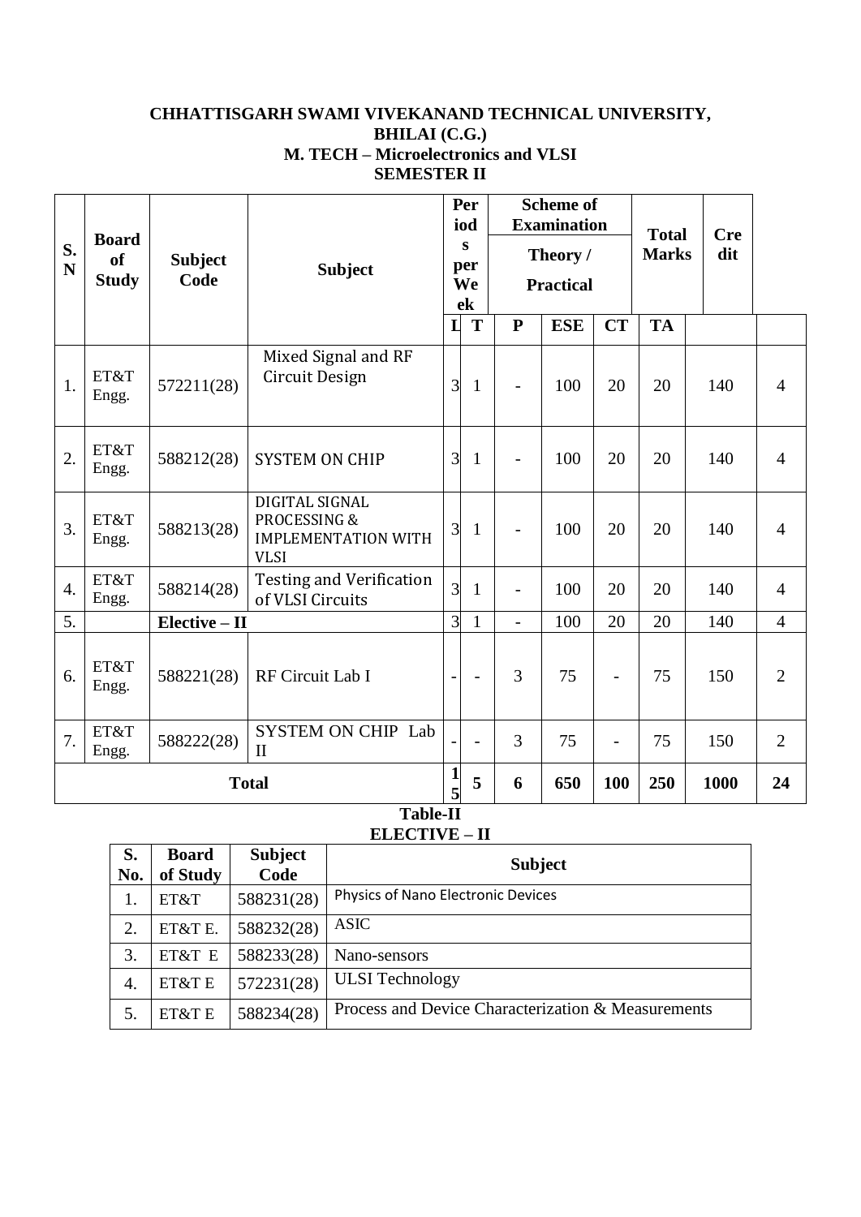**CHHATTISGARH SWAMI VIVEKANAND TECHNICAL UNIVERSITY, BHILAI (C.G.)**

**M. TECH – Microelectronics and VLSI**

**SEMESTER II**

| S. N | Board of Study | Subject Code | Subject | Periods per Week | | | Scheme of Examination Theory / Practical | | | Total Marks | Credit |
|---|---|---|---|---|---|---|---|---|---|---|---|
| | | | | L | T | P | ESE | CT | TA | | |
| 1. | ET&T Engg. | 572211(28) | Mixed Signal and RF Circuit Design | 3 | 1 | - | 100 | 20 | 20 | 140 | 4 |
| 2. | ET&T Engg. | 588212(28) | SYSTEM ON CHIP | 3 | 1 | - | 100 | 20 | 20 | 140 | 4 |
| 3. | ET&T Engg. | 588213(28) | DIGITAL SIGNAL PROCESSING & IMPLEMENTATION WITH VLSI | 3 | 1 | - | 100 | 20 | 20 | 140 | 4 |
| 4. | ET&T Engg. | 588214(28) | Testing and Verification of VLSI Circuits | 3 | 1 | - | 100 | 20 | 20 | 140 | 4 |
| 5. | | **Elective – II** | | 3 | 1 | - | 100 | 20 | 20 | 140 | 4 |
| 6. | ET&T Engg. | 588221(28) | RF Circuit Lab I | - | - | 3 | 75 | - | 75 | 150 | 2 |
| 7. | ET&T Engg. | 588222(28) | SYSTEM ON CHIP Lab II | - | - | 3 | 75 | - | 75 | 150 | 2 |
| **Total** | | | | **15** | **5** | **6** | **650** | **100** | **250** | **1000** | **24** |

**Table-II**

**ELECTIVE – II**

| S. No. | Board of Study | Subject Code | Subject |
|---|---|---|---|
| 1. | ET&T | 588231(28) | Physics of Nano Electronic Devices |
| 2. | ET&T E. | 588232(28) | ASIC |
| 3. | ET&T E | 588233(28) | Nano-sensors |
| 4. | ET&T E | 572231(28) | ULSI Technology |
| 5. | ET&T E | 588234(28) | Process and Device Characterization & Measurements |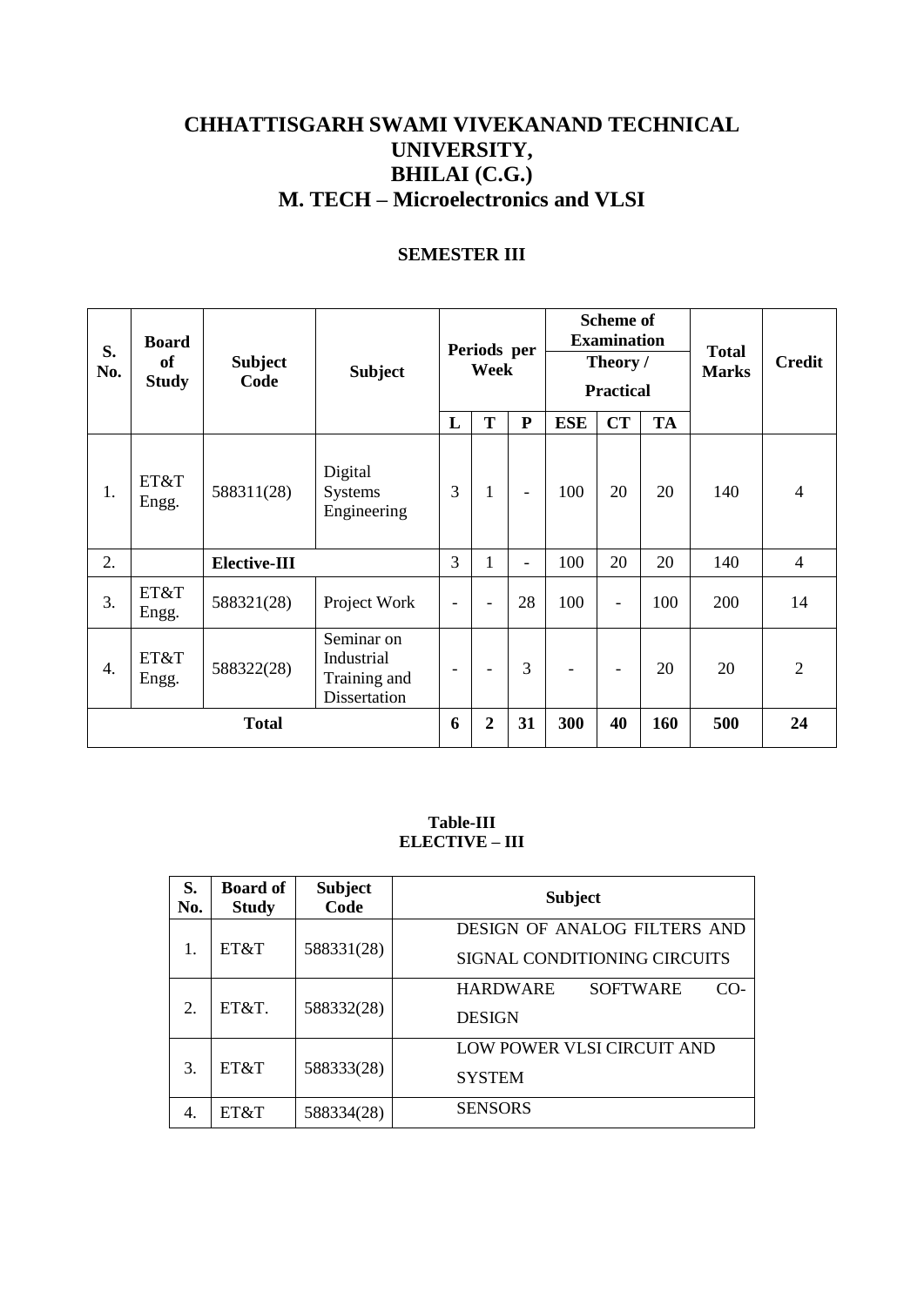# CHHATTISGARH SWAMI VIVEKANAND TECHNICAL UNIVERSITY, BHILAI (C.G.)

# M. TECH – Microelectronics and VLSI

## SEMESTER III

| S. No. | Board of Study | Subject Code | Subject | Periods per Week | | | Scheme of Examination Theory / Practical | | | Total Marks | Credit |
|---|---|---|---|---|---|---|---|---|---|---|---|
| | | | | L | T | P | ESE | CT | TA | | |
| 1. | ET&T Engg. | 588311(28) | Digital Systems Engineering | 3 | 1 | - | 100 | 20 | 20 | 140 | 4 |
| 2. | | Elective-III | | 3 | 1 | - | 100 | 20 | 20 | 140 | 4 |
| 3. | ET&T Engg. | 588321(28) | Project Work | - | - | 28 | 100 | - | 100 | 200 | 14 |
| 4. | ET&T Engg. | 588322(28) | Seminar on Industrial Training and Dissertation | - | - | 3 | - | - | 20 | 20 | 2 |
| **Total** | | | | **6** | **2** | **31** | **300** | **40** | **160** | **500** | **24** |

**Table-III**
**ELECTIVE – III**

| S. No. | Board of Study | Subject Code | Subject |
|---|---|---|---|
| 1. | ET&T | 588331(28) | DESIGN OF ANALOG FILTERS AND SIGNAL CONDITIONING CIRCUITS |
| 2. | ET&T. | 588332(28) | HARDWARE SOFTWARE CO-DESIGN |
| 3. | ET&T | 588333(28) | LOW POWER VLSI CIRCUIT AND SYSTEM |
| 4. | ET&T | 588334(28) | SENSORS |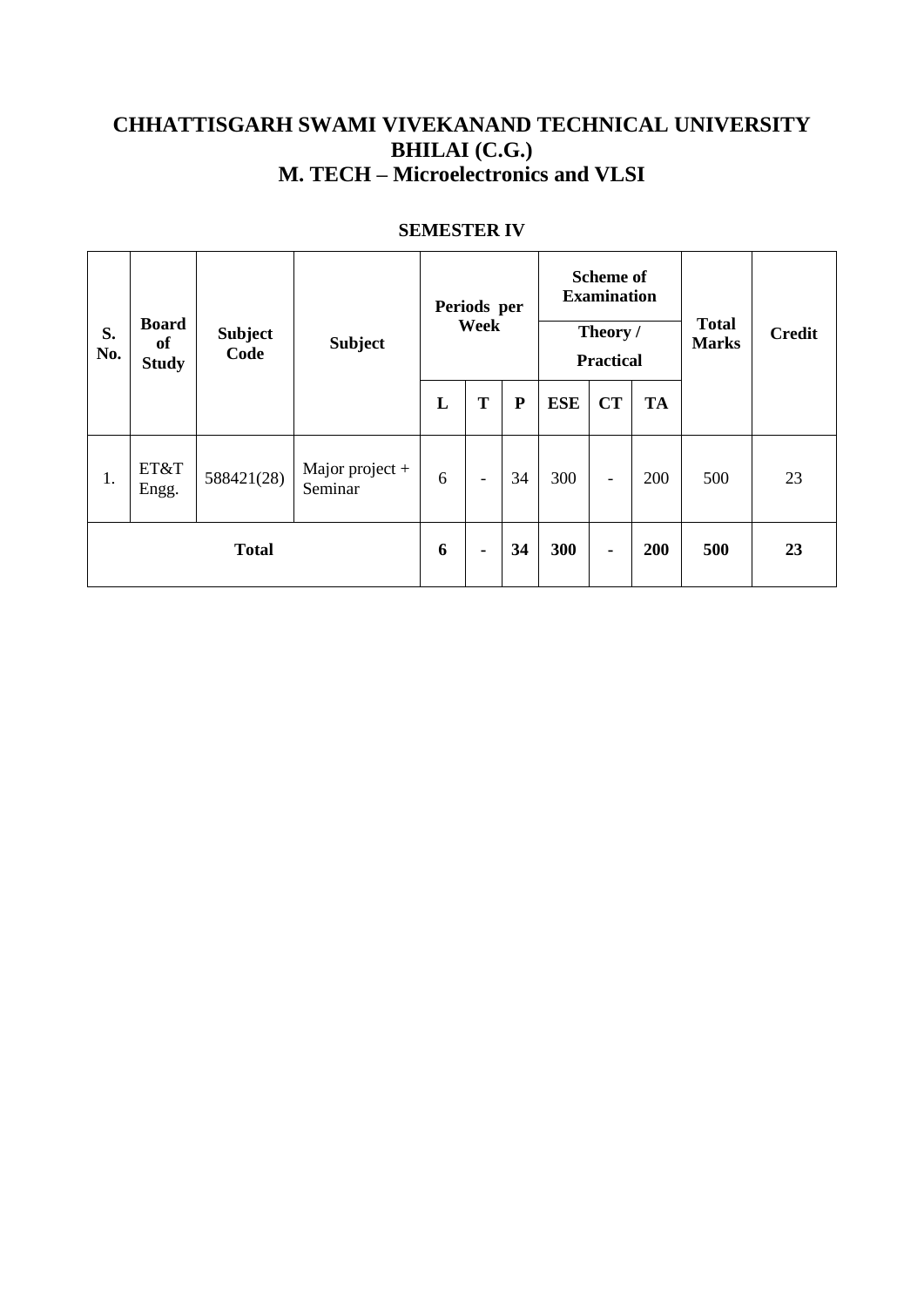# CHHATTISGARH SWAMI VIVEKANAND TECHNICAL UNIVERSITY BHILAI (C.G.)

## M. TECH – Microelectronics and VLSI

### SEMESTER IV

| S. No. | Board of Study | Subject Code | Subject | Periods per Week | | | Scheme of Examination Theory / Practical | | | Total Marks | Credit |
|---|---|---|---|---|---|---|---|---|---|---|---|
| | | | | L | T | P | ESE | CT | TA | | |
| 1. | ET&T Engg. | 588421(28) | Major project + Seminar | 6 | - | 34 | 300 | - | 200 | 500 | 23 |
| **Total** | | | | **6** | **-** | **34** | **300** | **-** | **200** | **500** | **23** |